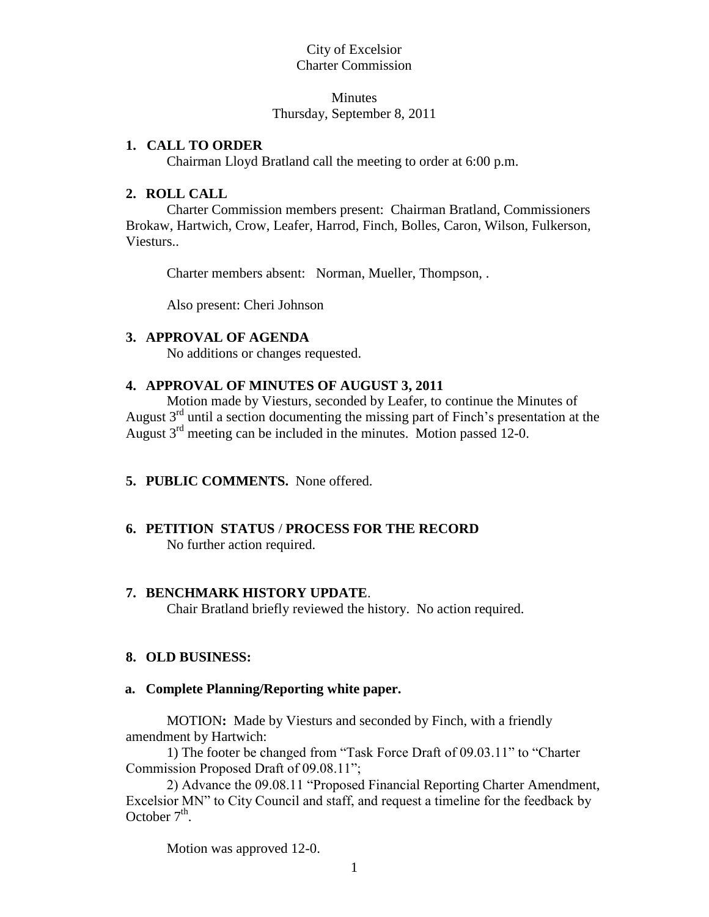City of Excelsior
Charter Commission

Minutes
Thursday, September 8, 2011

## 1. CALL TO ORDER

Chairman Lloyd Bratland call the meeting to order at 6:00 p.m.

## 2. ROLL CALL

Charter Commission members present: Chairman Bratland, Commissioners Brokaw, Hartwich, Crow, Leafer, Harrod, Finch, Bolles, Caron, Wilson, Fulkerson, Viesturs..

Charter members absent: Norman, Mueller, Thompson, .

Also present: Cheri Johnson

## 3. APPROVAL OF AGENDA

No additions or changes requested.

## 4. APPROVAL OF MINUTES OF AUGUST 3, 2011

Motion made by Viesturs, seconded by Leafer, to continue the Minutes of August 3rd until a section documenting the missing part of Finch's presentation at the August 3rd meeting can be included in the minutes. Motion passed 12-0.

## 5. PUBLIC COMMENTS. None offered.

## 6. PETITION STATUS / PROCESS FOR THE RECORD

No further action required.

## 7. BENCHMARK HISTORY UPDATE.

Chair Bratland briefly reviewed the history. No action required.

## 8. OLD BUSINESS:

### a. Complete Planning/Reporting white paper.

**MOTION:** Made by Viesturs and seconded by Finch, with a friendly amendment by Hartwich:

1) The footer be changed from "Task Force Draft of 09.03.11" to "Charter Commission Proposed Draft of 09.08.11";

2) Advance the 09.08.11 "Proposed Financial Reporting Charter Amendment, Excelsior MN" to City Council and staff, and request a timeline for the feedback by October 7th.

Motion was approved 12-0.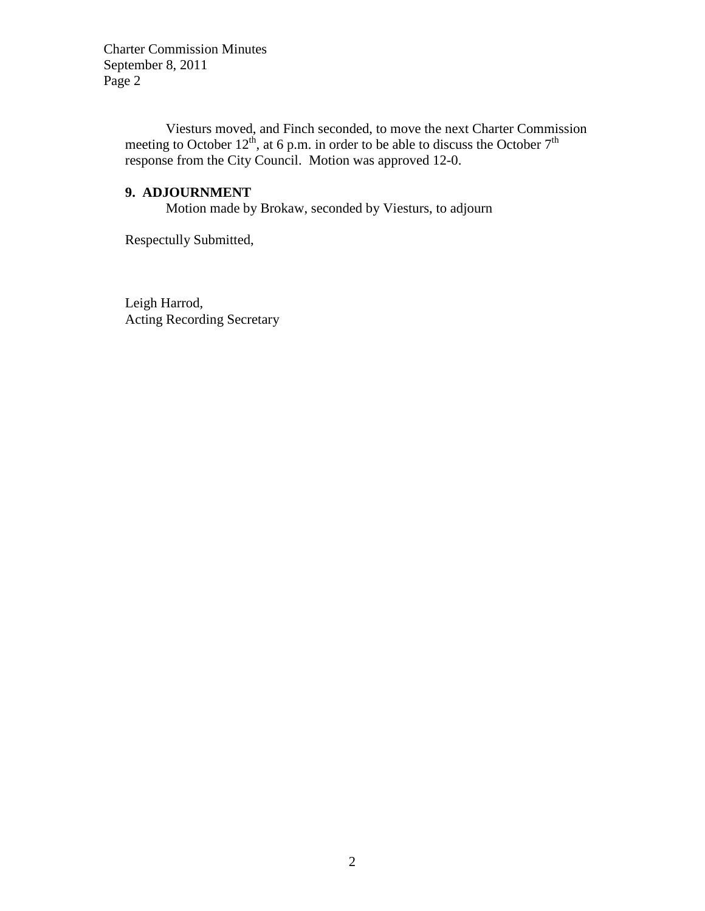Viesturs moved, and Finch seconded, to move the next Charter Commission meeting to October 12th, at 6 p.m. in order to be able to discuss the October 7th response from the City Council. Motion was approved 12-0.

**9. ADJOURNMENT**

Motion made by Brokaw, seconded by Viesturs, to adjourn

Respectully Submitted,

Leigh Harrod,
Acting Recording Secretary